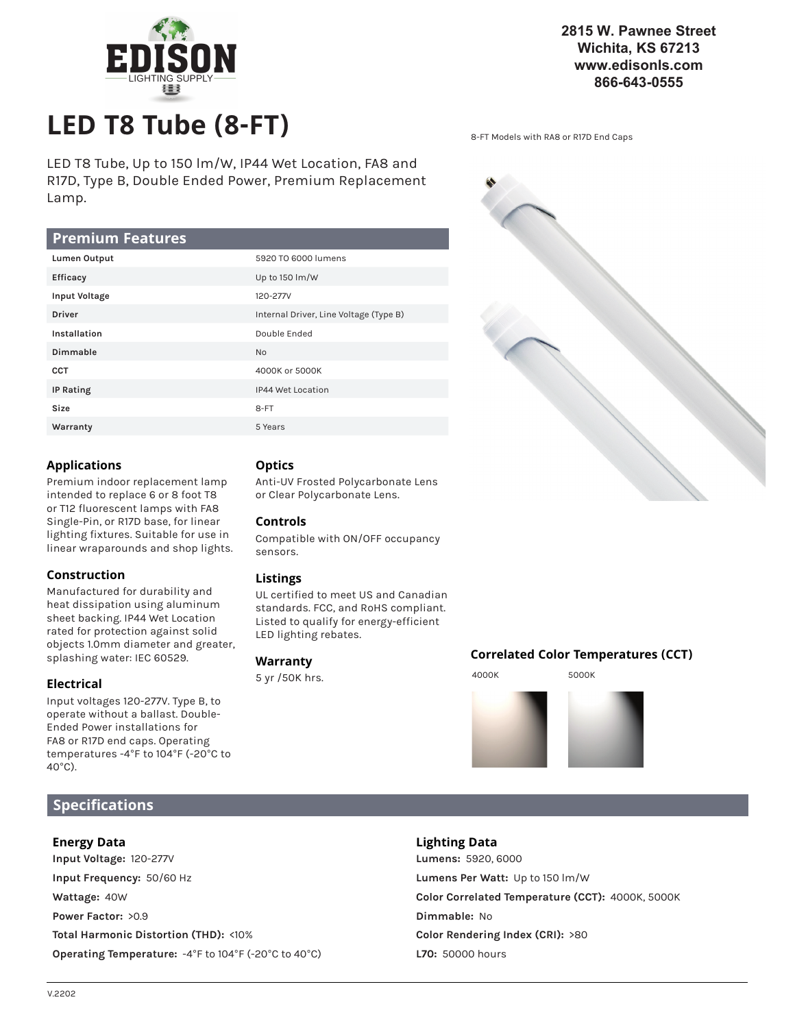2815 W. Pawnee Street
Wichita, KS 67213
www.edisonls.com
866-643-0555

# LED T8 Tube (8-FT)

LED T8 Tube, Up to 150 lm/W, IP44 Wet Location, FA8 and R17D, Type B, Double Ended Power, Premium Replacement Lamp.

8-FT Models with RA8 or R17D End Caps

## Premium Features

| | |
|---|---|
| Lumen Output | 5920 TO 6000 lumens |
| Efficacy | Up to 150 lm/W |
| Input Voltage | 120-277V |
| Driver | Internal Driver, Line Voltage (Type B) |
| Installation | Double Ended |
| Dimmable | No |
| CCT | 4000K or 5000K |
| IP Rating | IP44 Wet Location |
| Size | 8-FT |
| Warranty | 5 Years |

### Applications

Premium indoor replacement lamp intended to replace 6 or 8 foot T8 or T12 fluorescent lamps with FA8 Single-Pin, or R17D base, for linear lighting fixtures. Suitable for use in linear wraparounds and shop lights.

### Construction

Manufactured for durability and heat dissipation using aluminum sheet backing. IP44 Wet Location rated for protection against solid objects 1.0mm diameter and greater, splashing water: IEC 60529.

### Electrical

Input voltages 120-277V. Type B, to operate without a ballast. Double-Ended Power installations for FA8 or R17D end caps. Operating temperatures -4°F to 104°F (-20°C to 40°C).

### Optics

Anti-UV Frosted Polycarbonate Lens or Clear Polycarbonate Lens.

### Controls

Compatible with ON/OFF occupancy sensors.

### Listings

UL certified to meet US and Canadian standards. FCC, and RoHS compliant. Listed to qualify for energy-efficient LED lighting rebates.

### Warranty

5 yr /50K hrs.

### Correlated Color Temperatures (CCT)

4000K    5000K

## Specifications

### Energy Data

**Input Voltage:** 120-277V
**Input Frequency:** 50/60 Hz
**Wattage:** 40W
**Power Factor:** >0.9
**Total Harmonic Distortion (THD):** <10%
**Operating Temperature:** -4°F to 104°F (-20°C to 40°C)

### Lighting Data

**Lumens:** 5920, 6000
**Lumens Per Watt:** Up to 150 lm/W
**Color Correlated Temperature (CCT):** 4000K, 5000K
**Dimmable:** No
**Color Rendering Index (CRI):** >80
**L70:** 50000 hours

V.2202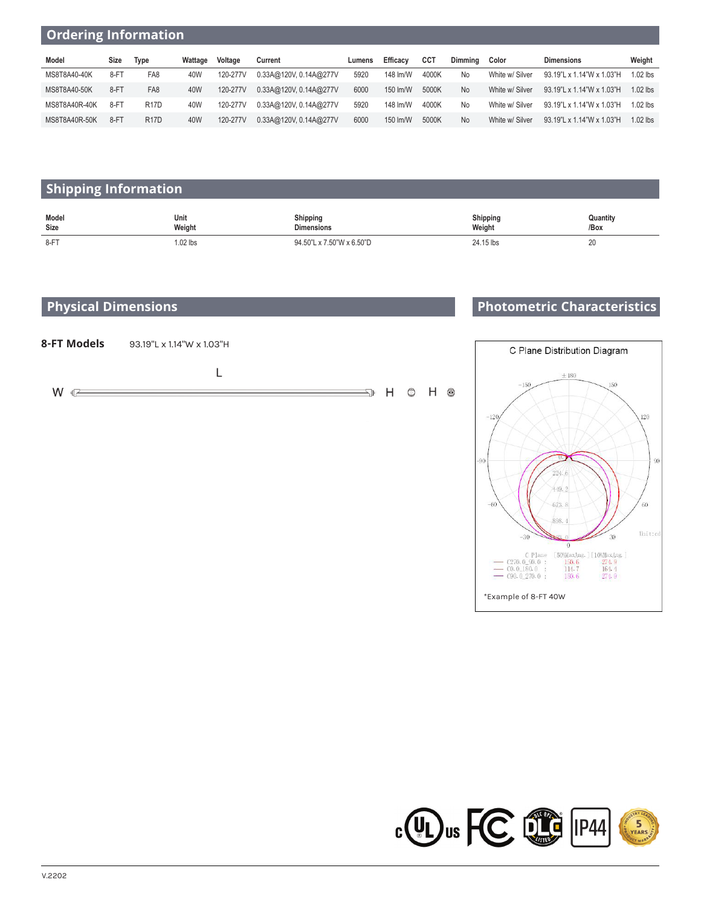## Ordering Information

| Model | Size | Type | Wattage | Voltage | Current | Lumens | Efficacy | CCT | Dimming | Color | Dimensions | Weight |
|---|---|---|---|---|---|---|---|---|---|---|---|---|
| MS8T8A40-40K | 8-FT | FA8 | 40W | 120-277V | 0.33A@120V, 0.14A@277V | 5920 | 148 lm/W | 4000K | No | White w/ Silver | 93.19"L x 1.14"W x 1.03"H | 1.02 lbs |
| MS8T8A40-50K | 8-FT | FA8 | 40W | 120-277V | 0.33A@120V, 0.14A@277V | 6000 | 150 lm/W | 5000K | No | White w/ Silver | 93.19"L x 1.14"W x 1.03"H | 1.02 lbs |
| MS8T8A40R-40K | 8-FT | R17D | 40W | 120-277V | 0.33A@120V, 0.14A@277V | 5920 | 148 lm/W | 4000K | No | White w/ Silver | 93.19"L x 1.14"W x 1.03"H | 1.02 lbs |
| MS8T8A40R-50K | 8-FT | R17D | 40W | 120-277V | 0.33A@120V, 0.14A@277V | 6000 | 150 lm/W | 5000K | No | White w/ Silver | 93.19"L x 1.14"W x 1.03"H | 1.02 lbs |

## Shipping Information

| Model Size | Unit Weight | Shipping Dimensions | Shipping Weight | Quantity /Box |
|---|---|---|---|---|
| 8-FT | 1.02 lbs | 94.50"L x 7.50"W x 6.50"D | 24.15 lbs | 20 |

## Physical Dimensions

**8-FT Models** 93.19"L x 1.14"W x 1.03"H

L

W H H

## Photometric Characteristics

C Plane Distribution Diagram

±180
-150 150
-120 120
-90 90
-60 60
-30 30
0
224.6
449.2
673.8
898.4
Unit:cd

C Plane [50%MaxAng.] [10%MaxAng.]
C270.0_90.0 : 150.6 274.9
C0.0_180.0 : 114.7 164.4
C90.0_270.0 : 150.6 274.0

*Example of 8-FT 40W

c UL us FC DLC IP44 5 YEARS

V.2202